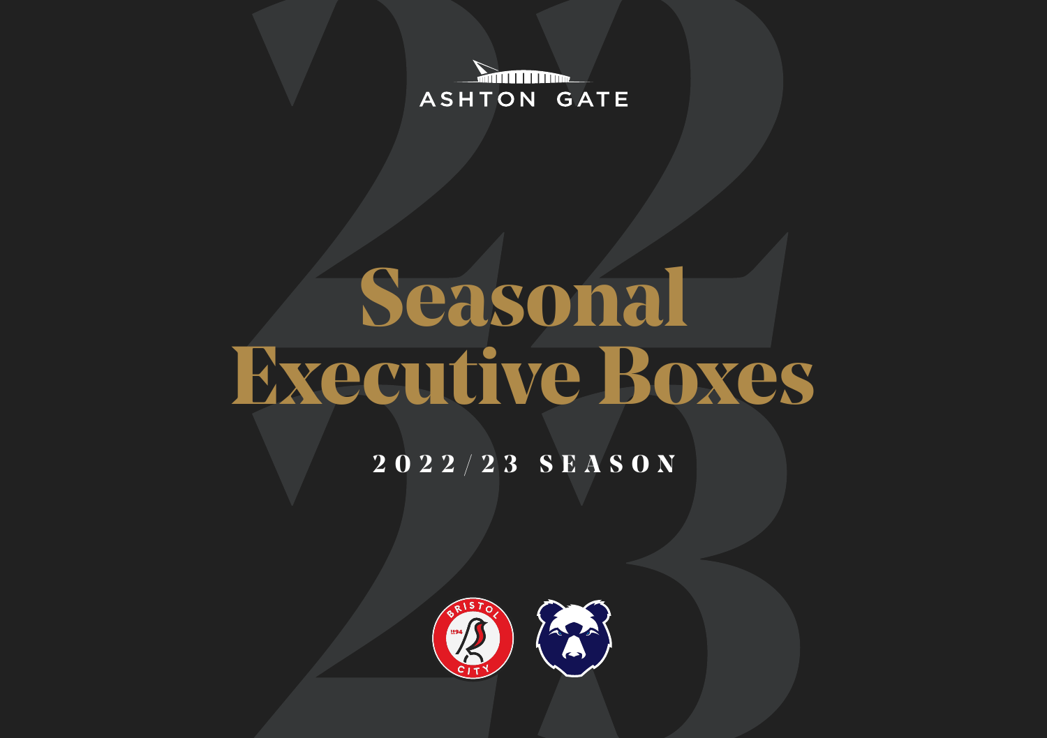ASHTON GATE

# Seasonal Executive Boxes

2022/23 SEASON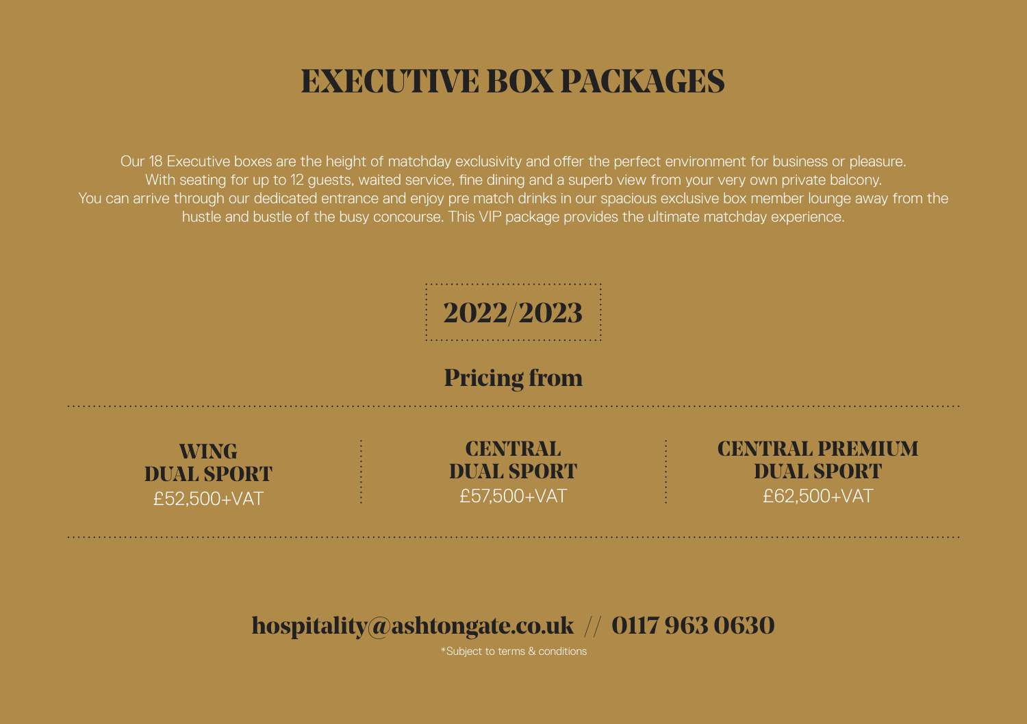# EXECUTIVE BOX PACKAGES

Our 18 Executive boxes are the height of matchday exclusivity and offer the perfect environment for business or pleasure. With seating for up to 12 guests, waited service, fine dining and a superb view from your very own private balcony. You can arrive through our dedicated entrance and enjoy pre match drinks in our spacious exclusive box member lounge away from the hustle and bustle of the busy concourse. This VIP package provides the ultimate matchday experience.

## 2022/2023

## Pricing from

| WING DUAL SPORT | CENTRAL DUAL SPORT | CENTRAL PREMIUM DUAL SPORT |
|---|---|---|
| £52,500+VAT | £57,500+VAT | £62,500+VAT |

**hospitality@ashtongate.co.uk // 0117 963 0630**

*Subject to terms & conditions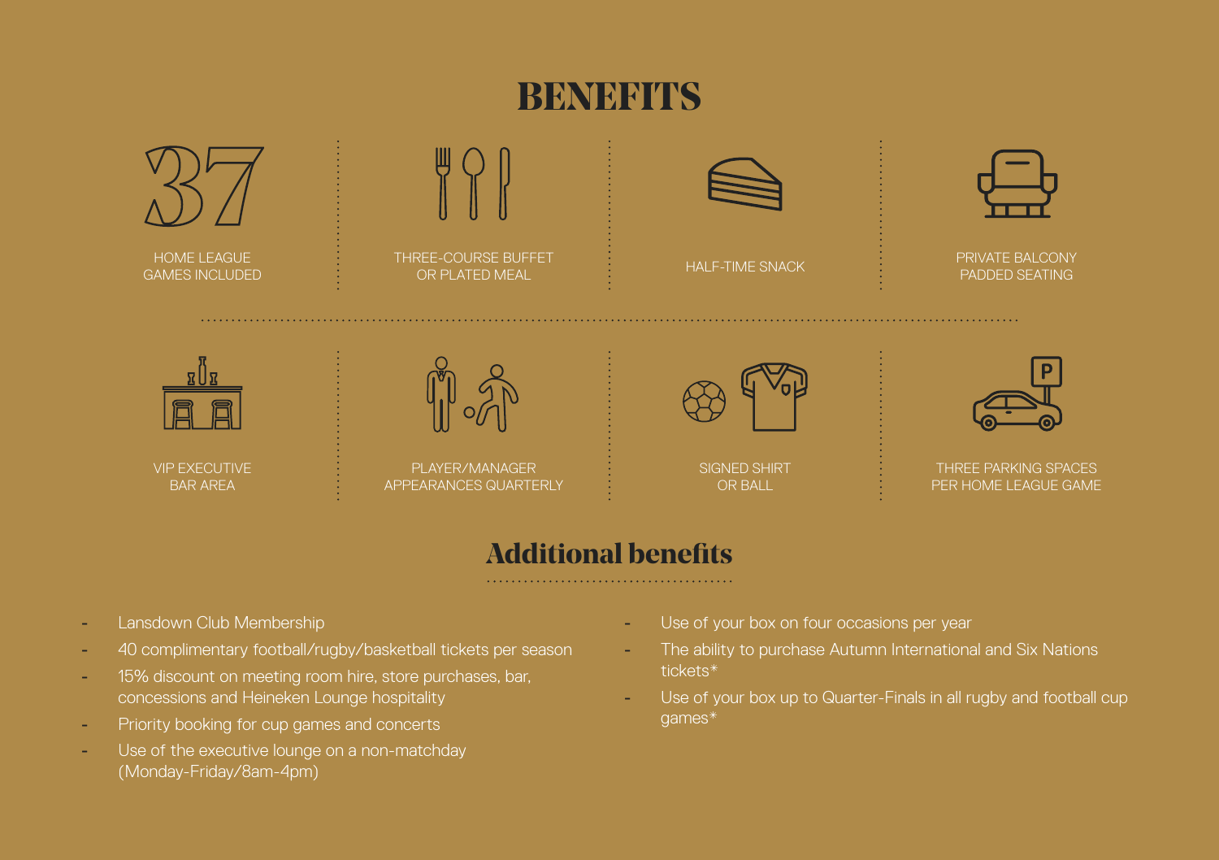# BENEFITS

- 37 HOME LEAGUE GAMES INCLUDED
- THREE-COURSE BUFFET OR PLATED MEAL
- HALF-TIME SNACK
- PRIVATE BALCONY PADDED SEATING
- VIP EXECUTIVE BAR AREA
- PLAYER/MANAGER APPEARANCES QUARTERLY
- SIGNED SHIRT OR BALL
- THREE PARKING SPACES PER HOME LEAGUE GAME

## Additional benefits

- Lansdown Club Membership
- 40 complimentary football/rugby/basketball tickets per season
- 15% discount on meeting room hire, store purchases, bar, concessions and Heineken Lounge hospitality
- Priority booking for cup games and concerts
- Use of the executive lounge on a non-matchday (Monday-Friday/8am-4pm)
- Use of your box on four occasions per year
- The ability to purchase Autumn International and Six Nations tickets*
- Use of your box up to Quarter-Finals in all rugby and football cup games*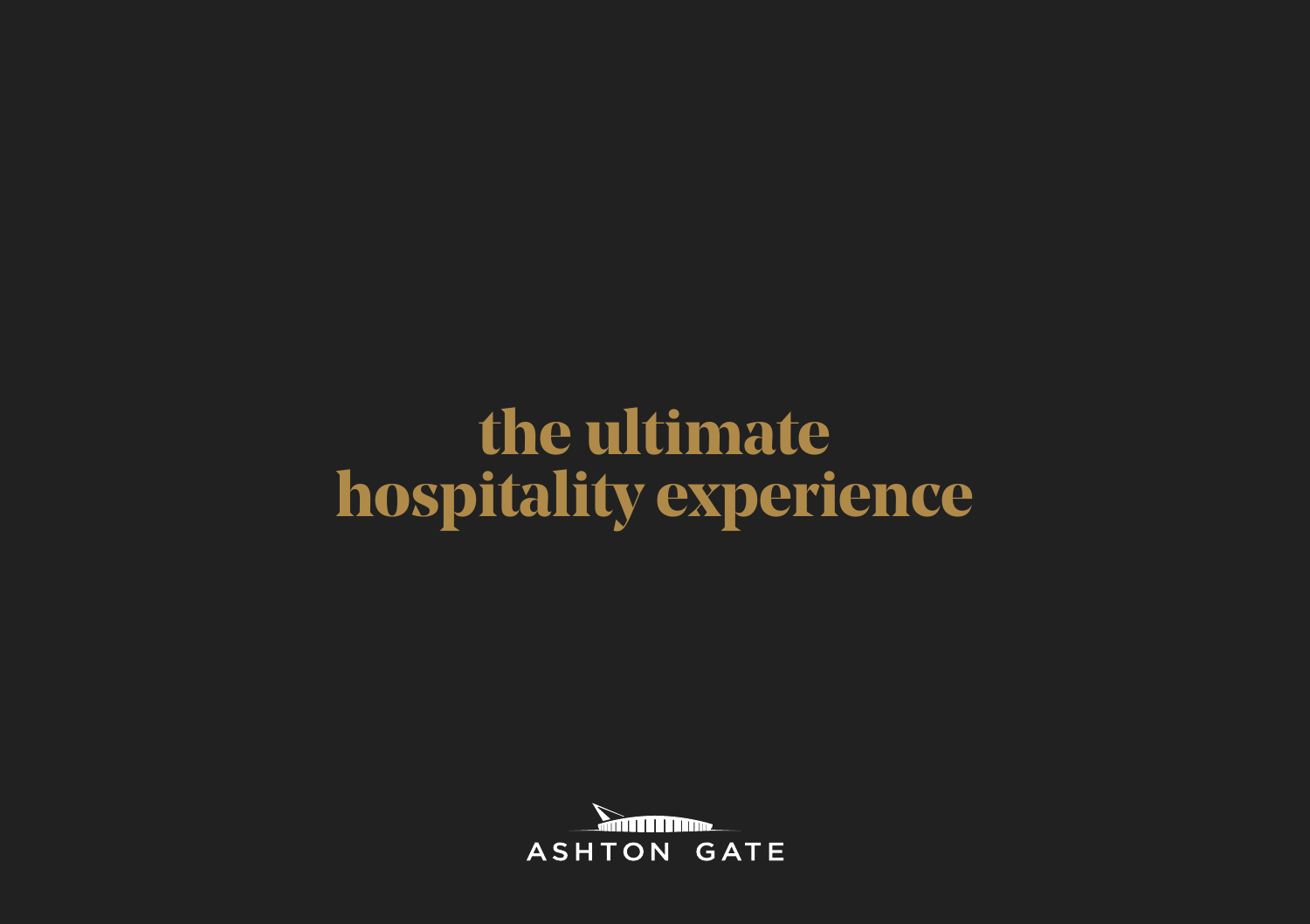# the ultimate hospitality experience

ASHTON GATE